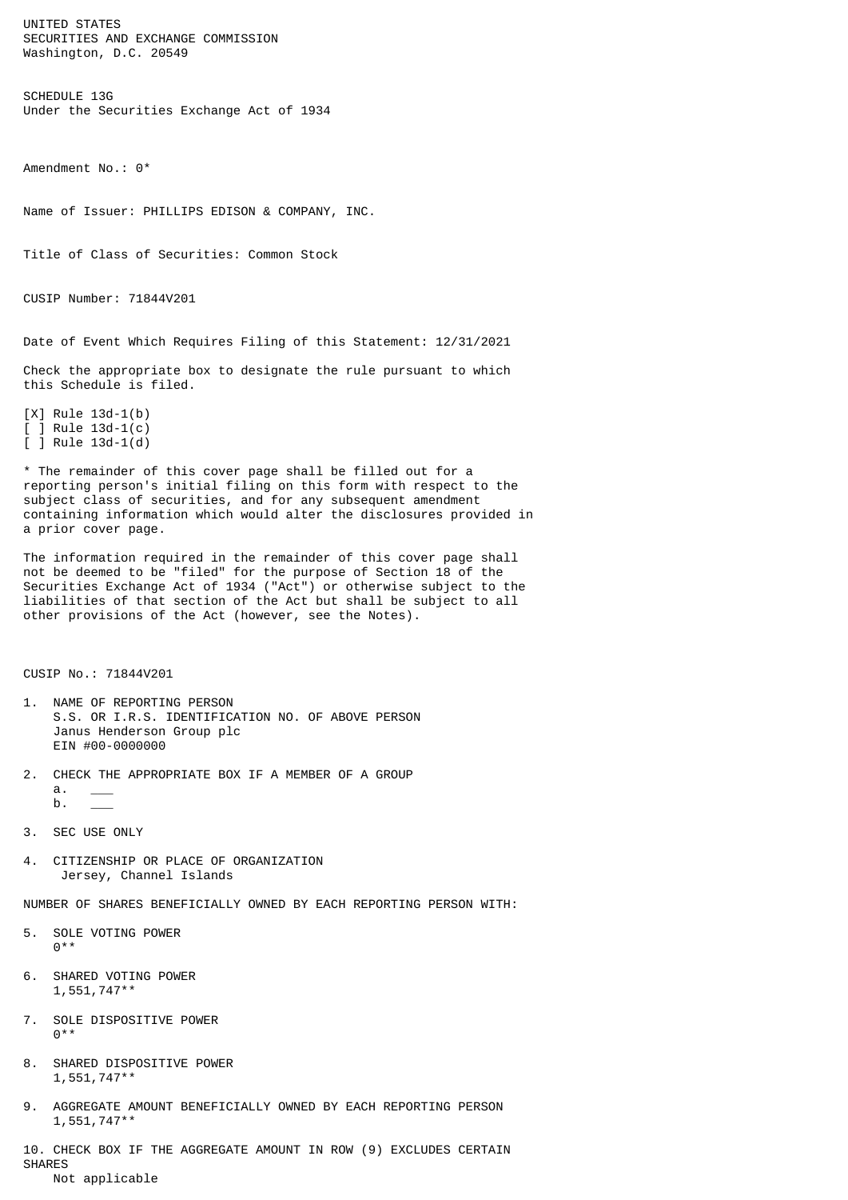UNITED STATES
SECURITIES AND EXCHANGE COMMISSION
Washington, D.C. 20549

SCHEDULE 13G
Under the Securities Exchange Act of 1934

Amendment No.: 0*

Name of Issuer: PHILLIPS EDISON & COMPANY, INC.

Title of Class of Securities: Common Stock

CUSIP Number: 71844V201

Date of Event Which Requires Filing of this Statement: 12/31/2021

Check the appropriate box to designate the rule pursuant to which this Schedule is filed.

[X] Rule 13d-1(b)
[ ] Rule 13d-1(c)
[ ] Rule 13d-1(d)

* The remainder of this cover page shall be filled out for a reporting person's initial filing on this form with respect to the subject class of securities, and for any subsequent amendment containing information which would alter the disclosures provided in a prior cover page.

The information required in the remainder of this cover page shall not be deemed to be "filed" for the purpose of Section 18 of the Securities Exchange Act of 1934 ("Act") or otherwise subject to the liabilities of that section of the Act but shall be subject to all other provisions of the Act (however, see the Notes).

CUSIP No.: 71844V201

1. NAME OF REPORTING PERSON
   S.S. OR I.R.S. IDENTIFICATION NO. OF ABOVE PERSON
   Janus Henderson Group plc
   EIN #00-0000000

2. CHECK THE APPROPRIATE BOX IF A MEMBER OF A GROUP
   a. ___
   b. ___

3. SEC USE ONLY

4. CITIZENSHIP OR PLACE OF ORGANIZATION
   Jersey, Channel Islands

NUMBER OF SHARES BENEFICIALLY OWNED BY EACH REPORTING PERSON WITH:

5. SOLE VOTING POWER
   0**

6. SHARED VOTING POWER
   1,551,747**

7. SOLE DISPOSITIVE POWER
   0**

8. SHARED DISPOSITIVE POWER
   1,551,747**

9. AGGREGATE AMOUNT BENEFICIALLY OWNED BY EACH REPORTING PERSON
   1,551,747**

10. CHECK BOX IF THE AGGREGATE AMOUNT IN ROW (9) EXCLUDES CERTAIN SHARES
    Not applicable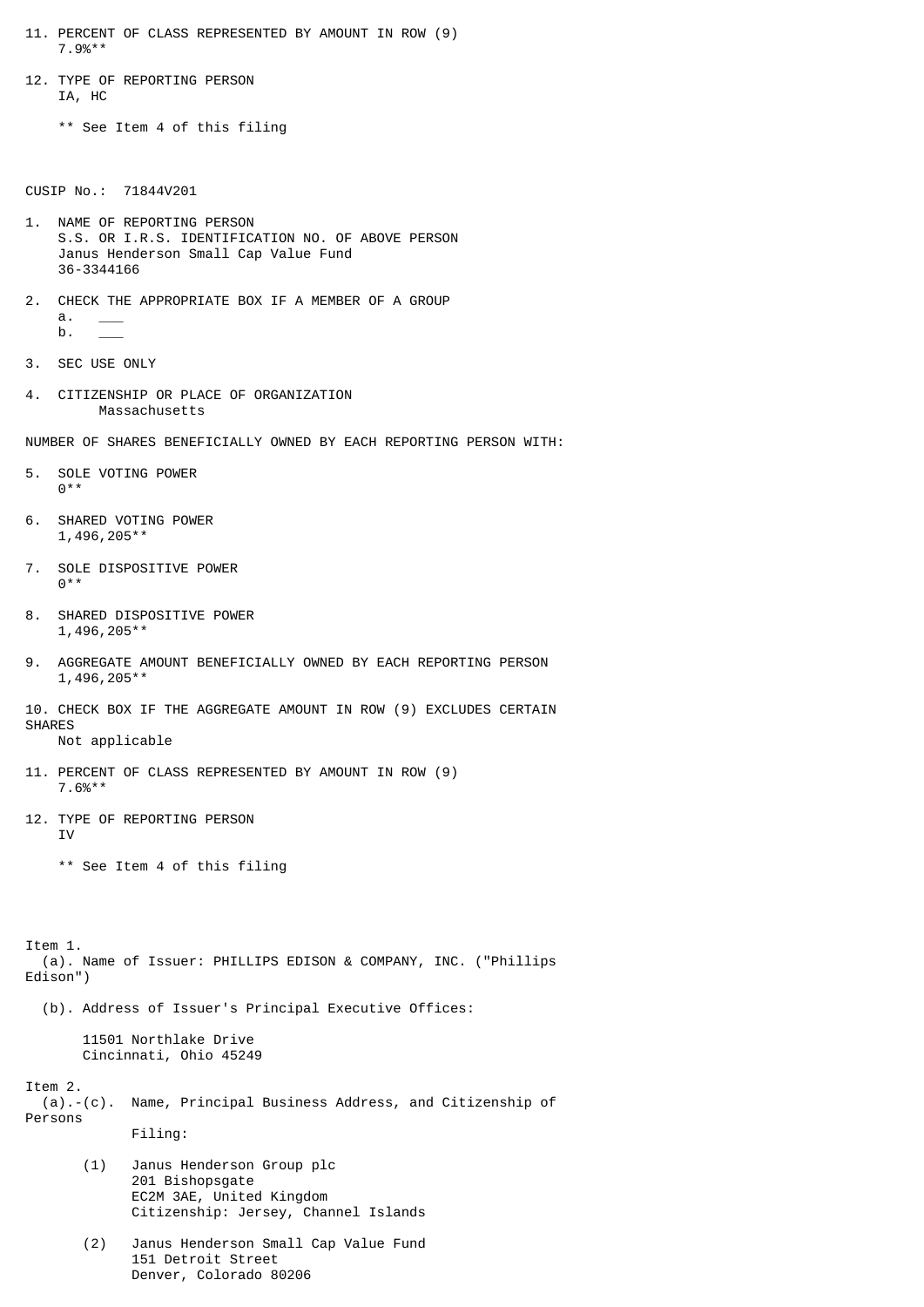11. PERCENT OF CLASS REPRESENTED BY AMOUNT IN ROW (9)
    7.9%**

12. TYPE OF REPORTING PERSON
    IA, HC

    ** See Item 4 of this filing

CUSIP No.: 71844V201

1. NAME OF REPORTING PERSON
   S.S. OR I.R.S. IDENTIFICATION NO. OF ABOVE PERSON
   Janus Henderson Small Cap Value Fund
   36-3344166

2. CHECK THE APPROPRIATE BOX IF A MEMBER OF A GROUP
   a. ___
   b. ___

3. SEC USE ONLY

4. CITIZENSHIP OR PLACE OF ORGANIZATION
   Massachusetts

NUMBER OF SHARES BENEFICIALLY OWNED BY EACH REPORTING PERSON WITH:

5. SOLE VOTING POWER
   0**

6. SHARED VOTING POWER
   1,496,205**

7. SOLE DISPOSITIVE POWER
   0**

8. SHARED DISPOSITIVE POWER
   1,496,205**

9. AGGREGATE AMOUNT BENEFICIALLY OWNED BY EACH REPORTING PERSON
   1,496,205**

10. CHECK BOX IF THE AGGREGATE AMOUNT IN ROW (9) EXCLUDES CERTAIN SHARES
    Not applicable

11. PERCENT OF CLASS REPRESENTED BY AMOUNT IN ROW (9)
    7.6%**

12. TYPE OF REPORTING PERSON
    IV

    ** See Item 4 of this filing

Item 1.

(a). Name of Issuer: PHILLIPS EDISON & COMPANY, INC. ("Phillips Edison")

(b). Address of Issuer's Principal Executive Offices:

11501 Northlake Drive
Cincinnati, Ohio 45249

Item 2.

(a).-(c). Name, Principal Business Address, and Citizenship of Persons Filing:

(1) Janus Henderson Group plc
    201 Bishopsgate
    EC2M 3AE, United Kingdom
    Citizenship: Jersey, Channel Islands

(2) Janus Henderson Small Cap Value Fund
    151 Detroit Street
    Denver, Colorado 80206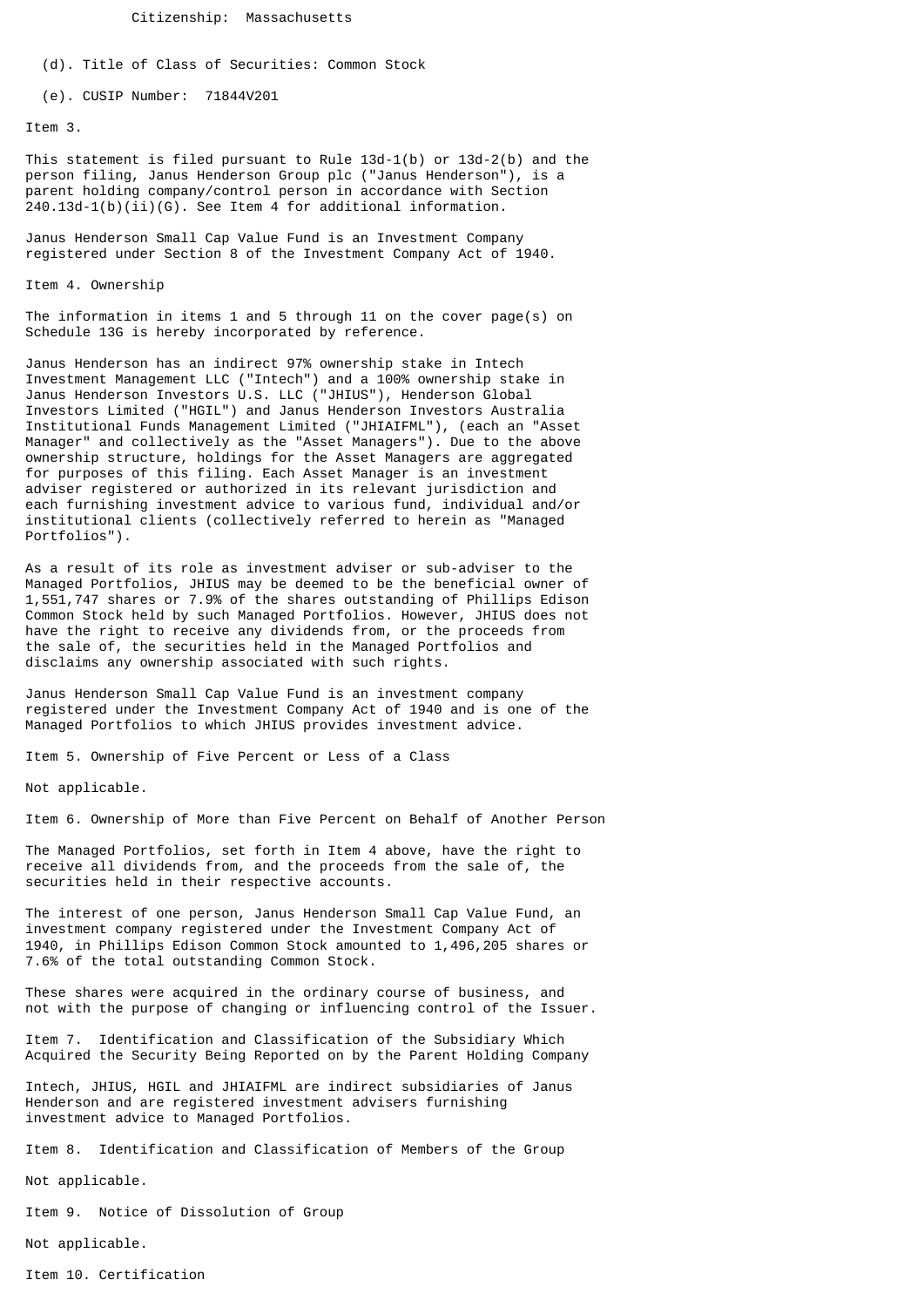Citizenship: Massachusetts

(d). Title of Class of Securities: Common Stock

(e). CUSIP Number: 71844V201

Item 3.

This statement is filed pursuant to Rule 13d-1(b) or 13d-2(b) and the person filing, Janus Henderson Group plc ("Janus Henderson"), is a parent holding company/control person in accordance with Section 240.13d-1(b)(ii)(G). See Item 4 for additional information.

Janus Henderson Small Cap Value Fund is an Investment Company registered under Section 8 of the Investment Company Act of 1940.

Item 4. Ownership

The information in items 1 and 5 through 11 on the cover page(s) on Schedule 13G is hereby incorporated by reference.

Janus Henderson has an indirect 97% ownership stake in Intech Investment Management LLC ("Intech") and a 100% ownership stake in Janus Henderson Investors U.S. LLC ("JHIUS"), Henderson Global Investors Limited ("HGIL") and Janus Henderson Investors Australia Institutional Funds Management Limited ("JHIAIFML"), (each an "Asset Manager" and collectively as the "Asset Managers"). Due to the above ownership structure, holdings for the Asset Managers are aggregated for purposes of this filing. Each Asset Manager is an investment adviser registered or authorized in its relevant jurisdiction and each furnishing investment advice to various fund, individual and/or institutional clients (collectively referred to herein as "Managed Portfolios").

As a result of its role as investment adviser or sub-adviser to the Managed Portfolios, JHIUS may be deemed to be the beneficial owner of 1,551,747 shares or 7.9% of the shares outstanding of Phillips Edison Common Stock held by such Managed Portfolios. However, JHIUS does not have the right to receive any dividends from, or the proceeds from the sale of, the securities held in the Managed Portfolios and disclaims any ownership associated with such rights.

Janus Henderson Small Cap Value Fund is an investment company registered under the Investment Company Act of 1940 and is one of the Managed Portfolios to which JHIUS provides investment advice.

Item 5. Ownership of Five Percent or Less of a Class

Not applicable.

Item 6. Ownership of More than Five Percent on Behalf of Another Person

The Managed Portfolios, set forth in Item 4 above, have the right to receive all dividends from, and the proceeds from the sale of, the securities held in their respective accounts.

The interest of one person, Janus Henderson Small Cap Value Fund, an investment company registered under the Investment Company Act of 1940, in Phillips Edison Common Stock amounted to 1,496,205 shares or 7.6% of the total outstanding Common Stock.

These shares were acquired in the ordinary course of business, and not with the purpose of changing or influencing control of the Issuer.

Item 7. Identification and Classification of the Subsidiary Which Acquired the Security Being Reported on by the Parent Holding Company

Intech, JHIUS, HGIL and JHIAIFML are indirect subsidiaries of Janus Henderson and are registered investment advisers furnishing investment advice to Managed Portfolios.

Item 8. Identification and Classification of Members of the Group

Not applicable.

Item 9. Notice of Dissolution of Group

Not applicable.

Item 10. Certification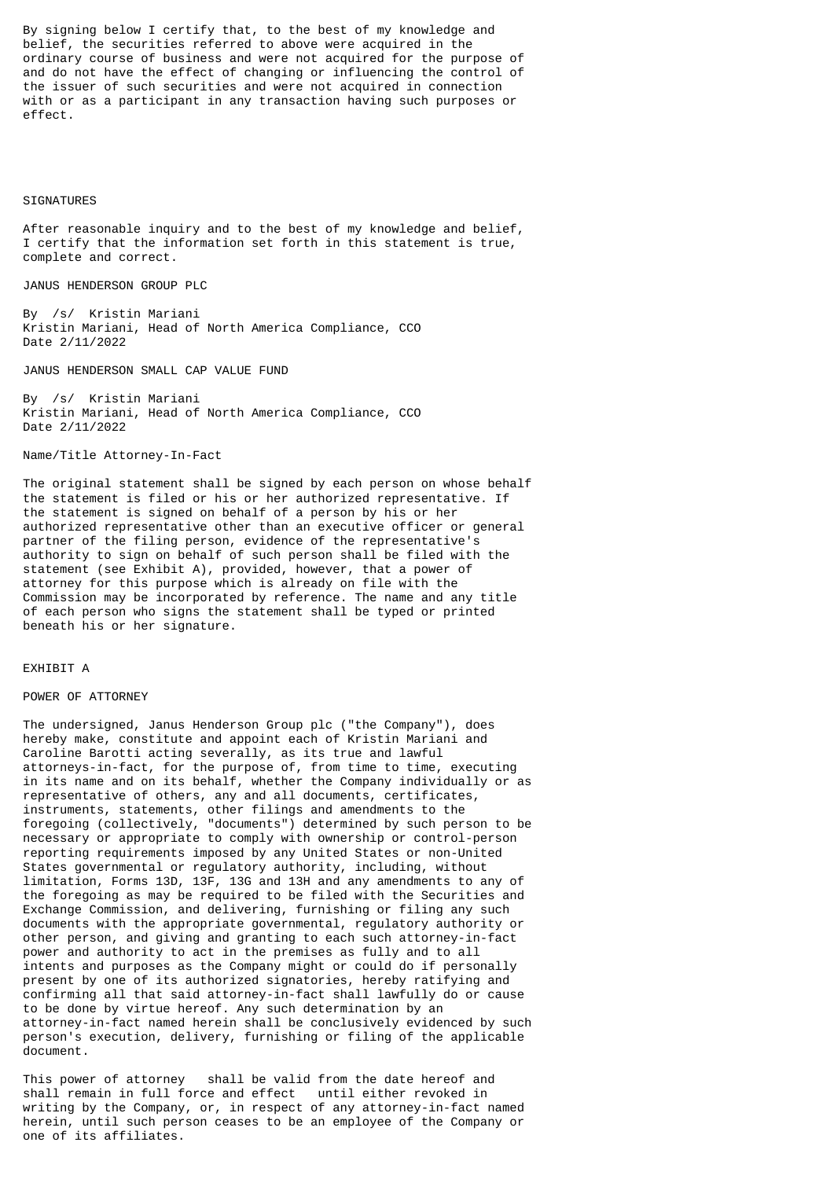By signing below I certify that, to the best of my knowledge and belief, the securities referred to above were acquired in the ordinary course of business and were not acquired for the purpose of and do not have the effect of changing or influencing the control of the issuer of such securities and were not acquired in connection with or as a participant in any transaction having such purposes or effect.

## SIGNATURES

After reasonable inquiry and to the best of my knowledge and belief, I certify that the information set forth in this statement is true, complete and correct.

JANUS HENDERSON GROUP PLC

By /s/ Kristin Mariani
Kristin Mariani, Head of North America Compliance, CCO
Date 2/11/2022

JANUS HENDERSON SMALL CAP VALUE FUND

By /s/ Kristin Mariani
Kristin Mariani, Head of North America Compliance, CCO
Date 2/11/2022

Name/Title Attorney-In-Fact

The original statement shall be signed by each person on whose behalf the statement is filed or his or her authorized representative. If the statement is signed on behalf of a person by his or her authorized representative other than an executive officer or general partner of the filing person, evidence of the representative's authority to sign on behalf of such person shall be filed with the statement (see Exhibit A), provided, however, that a power of attorney for this purpose which is already on file with the Commission may be incorporated by reference. The name and any title of each person who signs the statement shall be typed or printed beneath his or her signature.

## EXHIBIT A

## POWER OF ATTORNEY

The undersigned, Janus Henderson Group plc ("the Company"), does hereby make, constitute and appoint each of Kristin Mariani and Caroline Barotti acting severally, as its true and lawful attorneys-in-fact, for the purpose of, from time to time, executing in its name and on its behalf, whether the Company individually or as representative of others, any and all documents, certificates, instruments, statements, other filings and amendments to the foregoing (collectively, "documents") determined by such person to be necessary or appropriate to comply with ownership or control-person reporting requirements imposed by any United States or non-United States governmental or regulatory authority, including, without limitation, Forms 13D, 13F, 13G and 13H and any amendments to any of the foregoing as may be required to be filed with the Securities and Exchange Commission, and delivering, furnishing or filing any such documents with the appropriate governmental, regulatory authority or other person, and giving and granting to each such attorney-in-fact power and authority to act in the premises as fully and to all intents and purposes as the Company might or could do if personally present by one of its authorized signatories, hereby ratifying and confirming all that said attorney-in-fact shall lawfully do or cause to be done by virtue hereof. Any such determination by an attorney-in-fact named herein shall be conclusively evidenced by such person's execution, delivery, furnishing or filing of the applicable document.

This power of attorney shall be valid from the date hereof and shall remain in full force and effect until either revoked in writing by the Company, or, in respect of any attorney-in-fact named herein, until such person ceases to be an employee of the Company or one of its affiliates.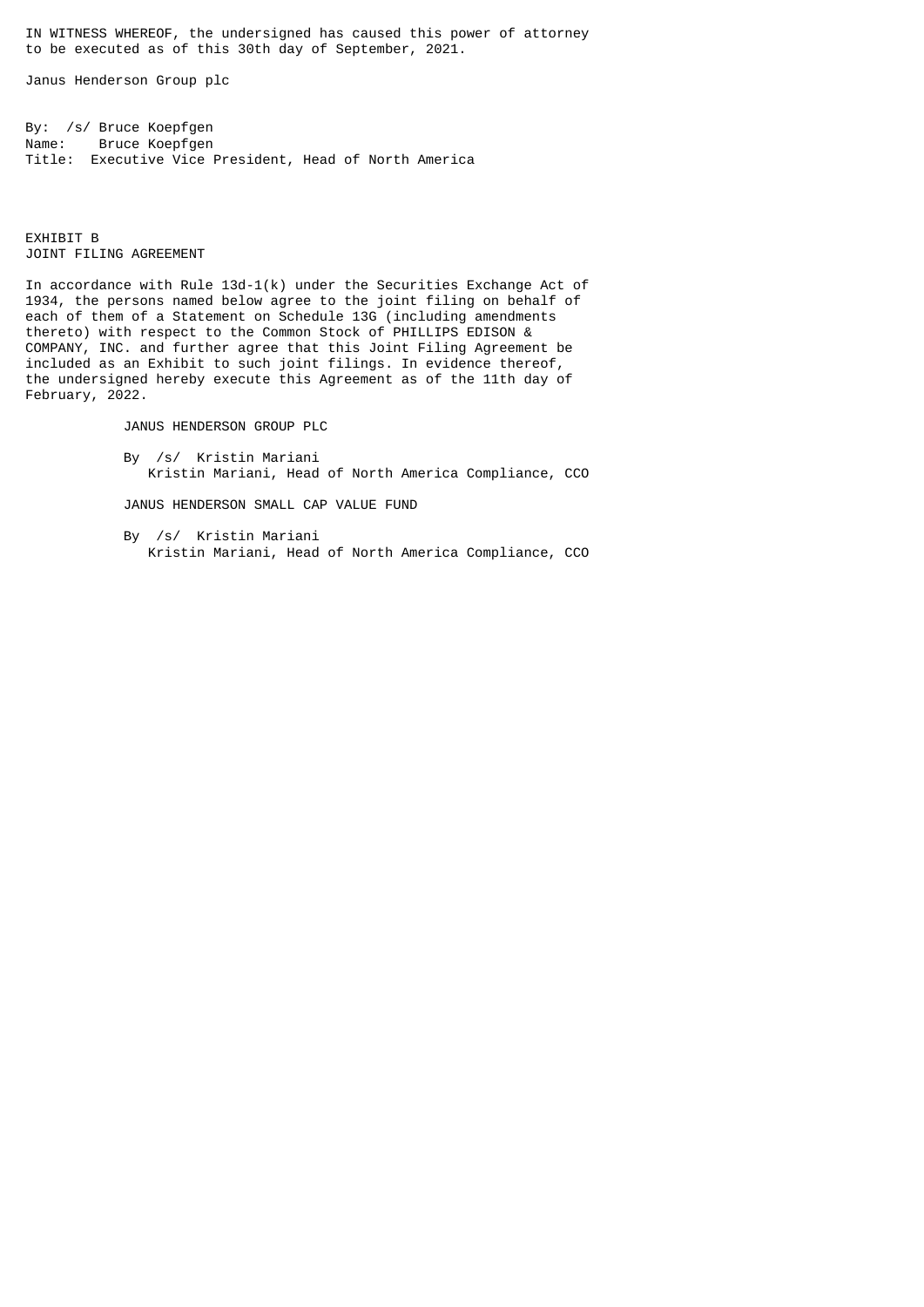IN WITNESS WHEREOF, the undersigned has caused this power of attorney to be executed as of this 30th day of September, 2021.

Janus Henderson Group plc

By: /s/ Bruce Koepfgen
Name: Bruce Koepfgen
Title: Executive Vice President, Head of North America

EXHIBIT B
JOINT FILING AGREEMENT

In accordance with Rule 13d-1(k) under the Securities Exchange Act of 1934, the persons named below agree to the joint filing on behalf of each of them of a Statement on Schedule 13G (including amendments thereto) with respect to the Common Stock of PHILLIPS EDISON & COMPANY, INC. and further agree that this Joint Filing Agreement be included as an Exhibit to such joint filings. In evidence thereof, the undersigned hereby execute this Agreement as of the 11th day of February, 2022.

JANUS HENDERSON GROUP PLC

By /s/ Kristin Mariani
Kristin Mariani, Head of North America Compliance, CCO

JANUS HENDERSON SMALL CAP VALUE FUND

By /s/ Kristin Mariani
Kristin Mariani, Head of North America Compliance, CCO